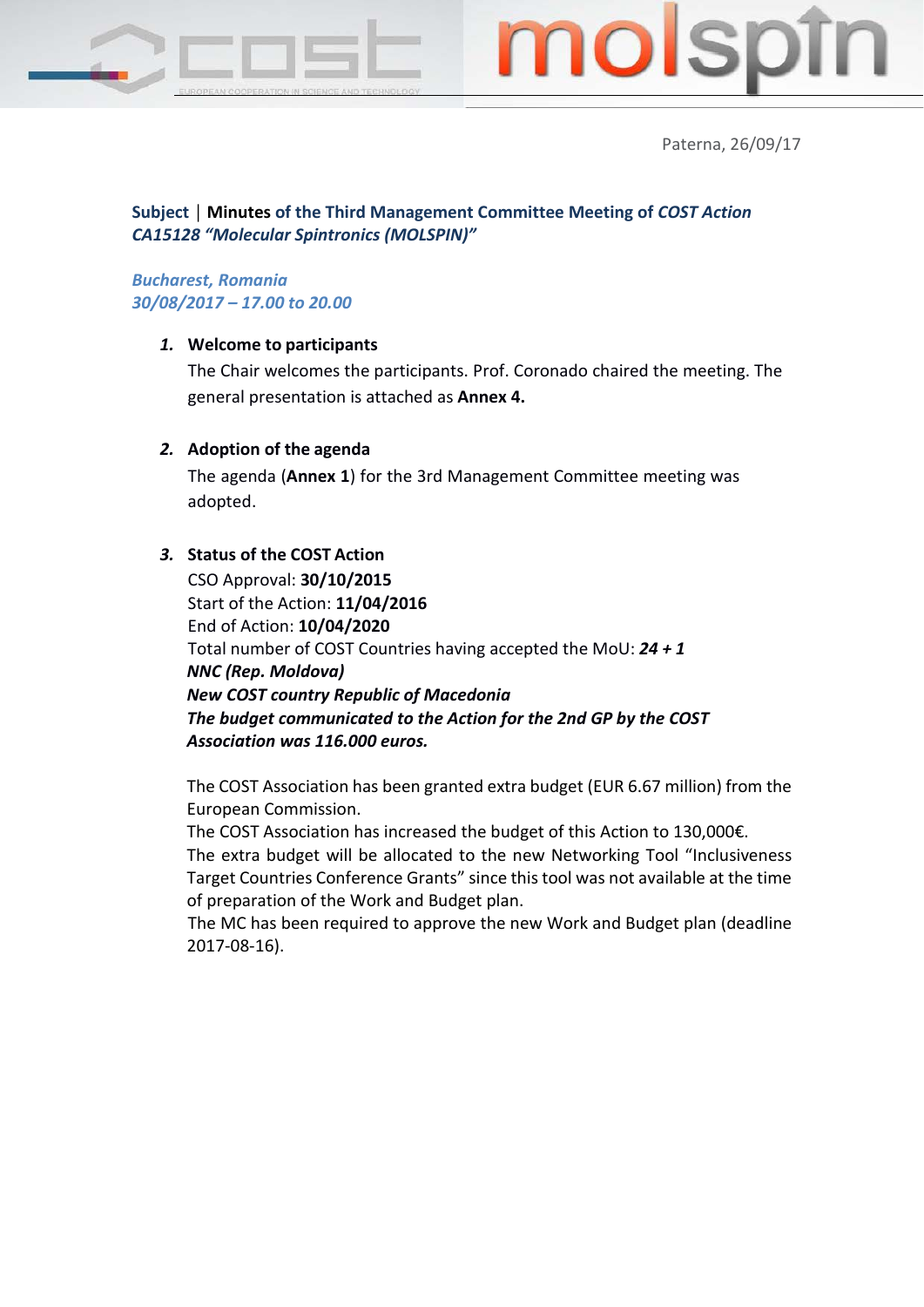Paterna, 26/09/17

**Subject** | **Minutes of the Third Management Committee Meeting of *COST Action CA15128 "Molecular Spintronics (MOLSPIN)"***

***Bucharest, Romania***
***30/08/2017 – 17.00 to 20.00***

1. **Welcome to participants**

   The Chair welcomes the participants. Prof. Coronado chaired the meeting. The general presentation is attached as **Annex 4.**

2. **Adoption of the agenda**

   The agenda (**Annex 1**) for the 3rd Management Committee meeting was adopted.

3. **Status of the COST Action**

   CSO Approval: **30/10/2015**
   Start of the Action: **11/04/2016**
   End of Action: **10/04/2020**
   Total number of COST Countries having accepted the MoU: ***24 + 1 NNC (Rep. Moldova)***
   ***New COST country Republic of Macedonia***
   ***The budget communicated to the Action for the 2nd GP by the COST Association was 116.000 euros.***

   The COST Association has been granted extra budget (EUR 6.67 million) from the European Commission.
   The COST Association has increased the budget of this Action to 130,000€.
   The extra budget will be allocated to the new Networking Tool "Inclusiveness Target Countries Conference Grants" since this tool was not available at the time of preparation of the Work and Budget plan.
   The MC has been required to approve the new Work and Budget plan (deadline 2017-08-16).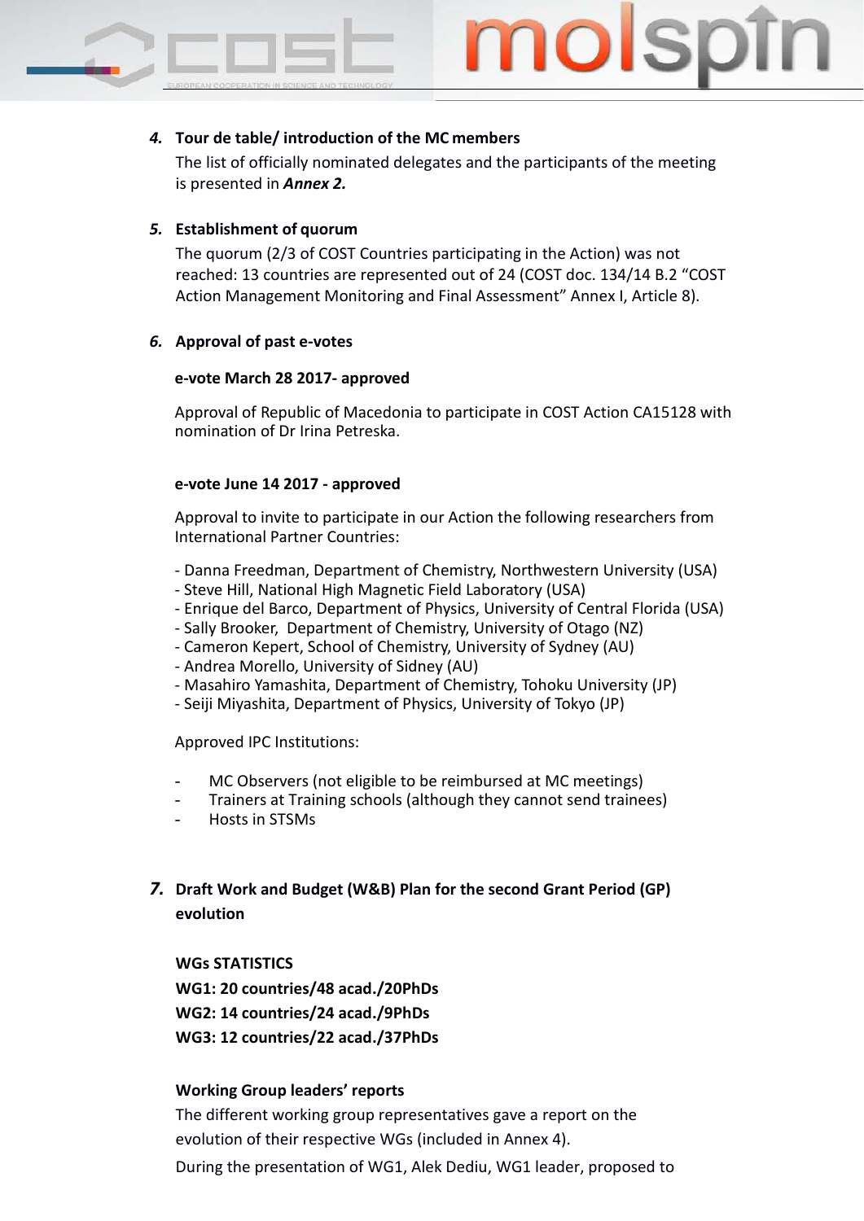### 4. Tour de table/ introduction of the MC members

The list of officially nominated delegates and the participants of the meeting is presented in ***Annex 2.***

### 5. Establishment of quorum

The quorum (2/3 of COST Countries participating in the Action) was not reached: 13 countries are represented out of 24 (COST doc. 134/14 B.2 "COST Action Management Monitoring and Final Assessment" Annex I, Article 8).

### 6. Approval of past e-votes

**e-vote March 28 2017- approved**

Approval of Republic of Macedonia to participate in COST Action CA15128 with nomination of Dr Irina Petreska.

**e-vote June 14 2017 - approved**

Approval to invite to participate in our Action the following researchers from International Partner Countries:

- Danna Freedman, Department of Chemistry, Northwestern University (USA)
- Steve Hill, National High Magnetic Field Laboratory (USA)
- Enrique del Barco, Department of Physics, University of Central Florida (USA)
- Sally Brooker, Department of Chemistry, University of Otago (NZ)
- Cameron Kepert, School of Chemistry, University of Sydney (AU)
- Andrea Morello, University of Sidney (AU)
- Masahiro Yamashita, Department of Chemistry, Tohoku University (JP)
- Seiji Miyashita, Department of Physics, University of Tokyo (JP)

Approved IPC Institutions:

- MC Observers (not eligible to be reimbursed at MC meetings)
- Trainers at Training schools (although they cannot send trainees)
- Hosts in STSMs

### 7. Draft Work and Budget (W&B) Plan for the second Grant Period (GP) evolution

**WGs STATISTICS**

**WG1: 20 countries/48 acad./20PhDs**

**WG2: 14 countries/24 acad./9PhDs**

**WG3: 12 countries/22 acad./37PhDs**

**Working Group leaders' reports**

The different working group representatives gave a report on the evolution of their respective WGs (included in Annex 4).

During the presentation of WG1, Alek Dediu, WG1 leader, proposed to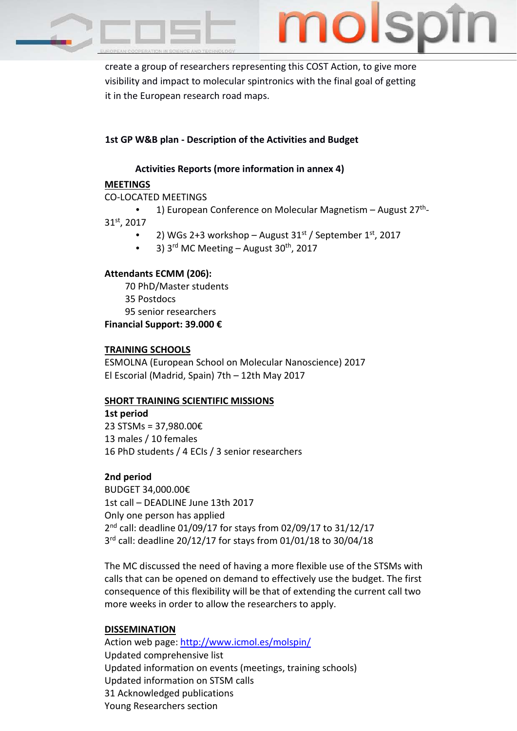create a group of researchers representing this COST Action, to give more visibility and impact to molecular spintronics with the final goal of getting it in the European research road maps.

**1st GP W&B plan - Description of the Activities and Budget**

**Activities Reports (more information in annex 4)**

**MEETINGS**

CO-LOCATED MEETINGS

- 1) European Conference on Molecular Magnetism – August 27th-31st, 2017
- 2) WGs 2+3 workshop – August 31st / September 1st, 2017
- 3) 3rd MC Meeting – August 30th, 2017

**Attendants ECMM (206):**

70 PhD/Master students
35 Postdocs
95 senior researchers

**Financial Support: 39.000 €**

**TRAINING SCHOOLS**

ESMOLNA (European School on Molecular Nanoscience) 2017
El Escorial (Madrid, Spain) 7th – 12th May 2017

**SHORT TRAINING SCIENTIFIC MISSIONS**

**1st period**
23 STSMs = 37,980.00€
13 males / 10 females
16 PhD students / 4 ECIs / 3 senior researchers

**2nd period**
BUDGET 34,000.00€
1st call – DEADLINE June 13th 2017
Only one person has applied
2nd call: deadline 01/09/17 for stays from 02/09/17 to 31/12/17
3rd call: deadline 20/12/17 for stays from 01/01/18 to 30/04/18

The MC discussed the need of having a more flexible use of the STSMs with calls that can be opened on demand to effectively use the budget. The first consequence of this flexibility will be that of extending the current call two more weeks in order to allow the researchers to apply.

**DISSEMINATION**

Action web page: http://www.icmol.es/molspin/
Updated comprehensive list
Updated information on events (meetings, training schools)
Updated information on STSM calls
31 Acknowledged publications
Young Researchers section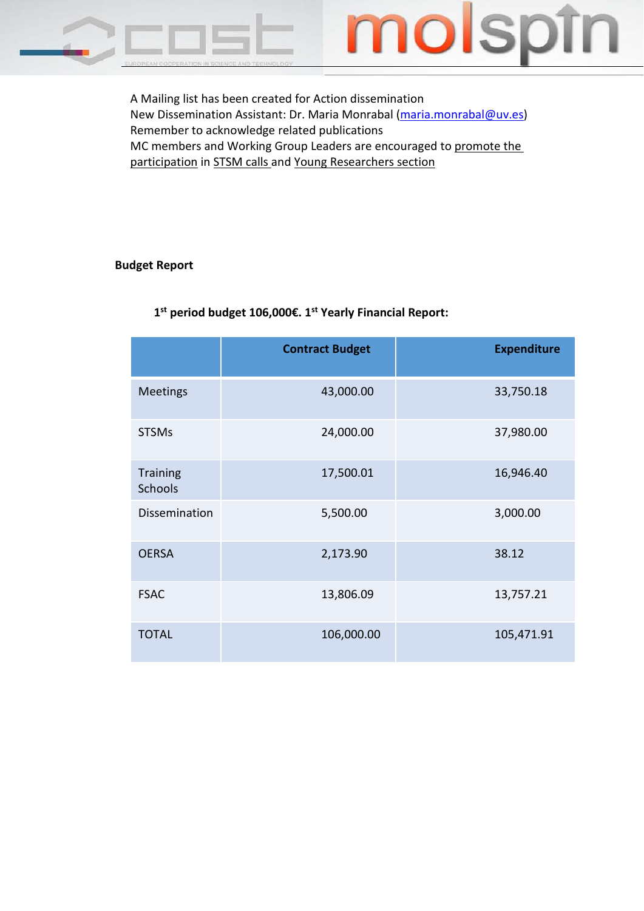A Mailing list has been created for Action dissemination
New Dissemination Assistant: Dr. Maria Monrabal (maria.monrabal@uv.es)
Remember to acknowledge related publications
MC members and Working Group Leaders are encouraged to promote the participation in STSM calls and Young Researchers section

**Budget Report**

**1st period budget 106,000€. 1st Yearly Financial Report:**

| | Contract Budget | Expenditure |
|---|---|---|
| Meetings | 43,000.00 | 33,750.18 |
| STSMs | 24,000.00 | 37,980.00 |
| Training Schools | 17,500.01 | 16,946.40 |
| Dissemination | 5,500.00 | 3,000.00 |
| OERSA | 2,173.90 | 38.12 |
| FSAC | 13,806.09 | 13,757.21 |
| TOTAL | 106,000.00 | 105,471.91 |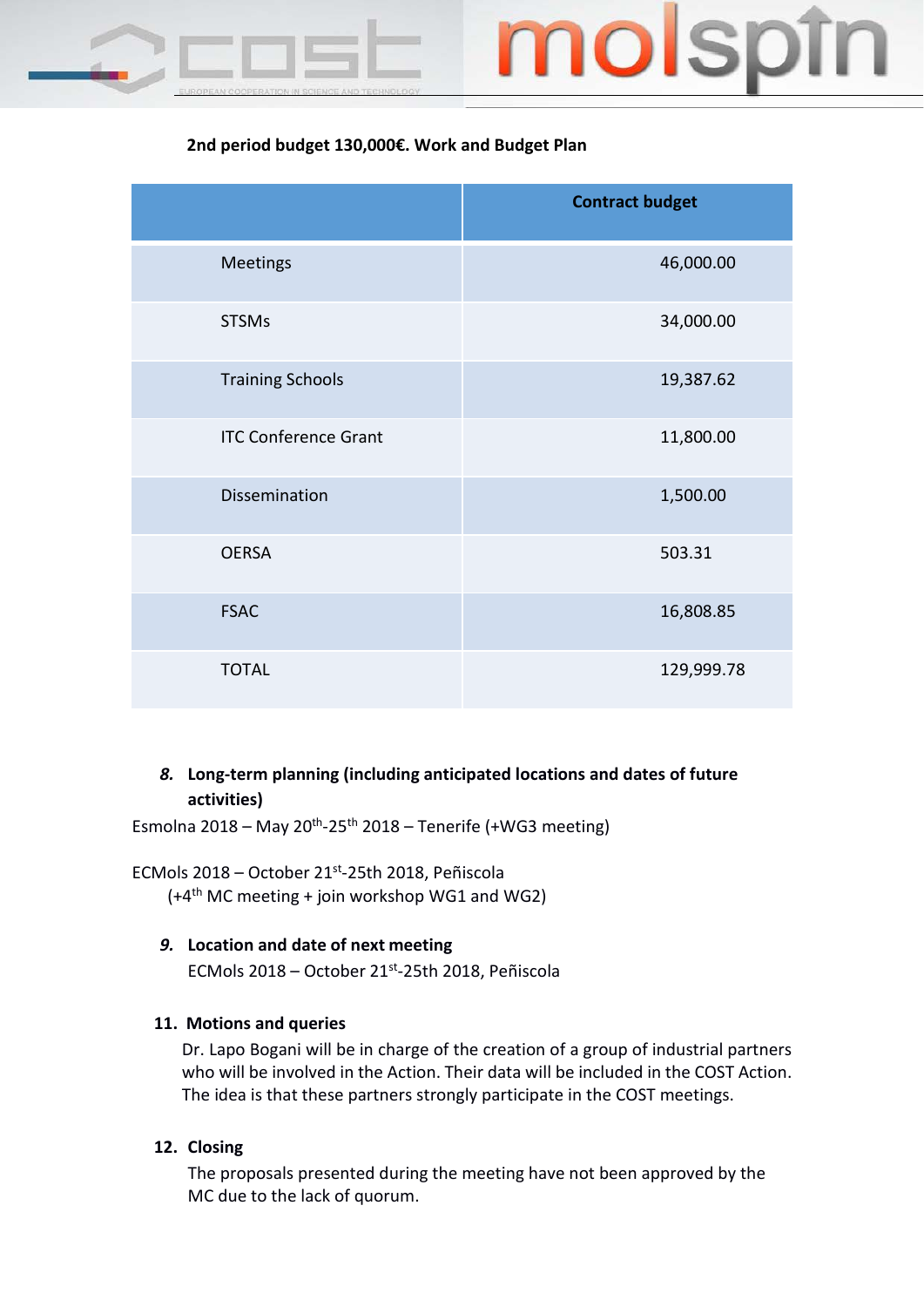**2nd period budget 130,000€. Work and Budget Plan**

| | Contract budget |
|---|---|
| Meetings | 46,000.00 |
| STSMs | 34,000.00 |
| Training Schools | 19,387.62 |
| ITC Conference Grant | 11,800.00 |
| Dissemination | 1,500.00 |
| OERSA | 503.31 |
| FSAC | 16,808.85 |
| TOTAL | 129,999.78 |

8. **Long-term planning (including anticipated locations and dates of future activities)**

Esmolna 2018 – May 20th-25th 2018 – Tenerife (+WG3 meeting)

ECMols 2018 – October 21st-25th 2018, Peñiscola
(+4th MC meeting + join workshop WG1 and WG2)

9. **Location and date of next meeting**
ECMols 2018 – October 21st-25th 2018, Peñiscola

11. **Motions and queries**
Dr. Lapo Bogani will be in charge of the creation of a group of industrial partners who will be involved in the Action. Their data will be included in the COST Action. The idea is that these partners strongly participate in the COST meetings.

12. **Closing**
The proposals presented during the meeting have not been approved by the MC due to the lack of quorum.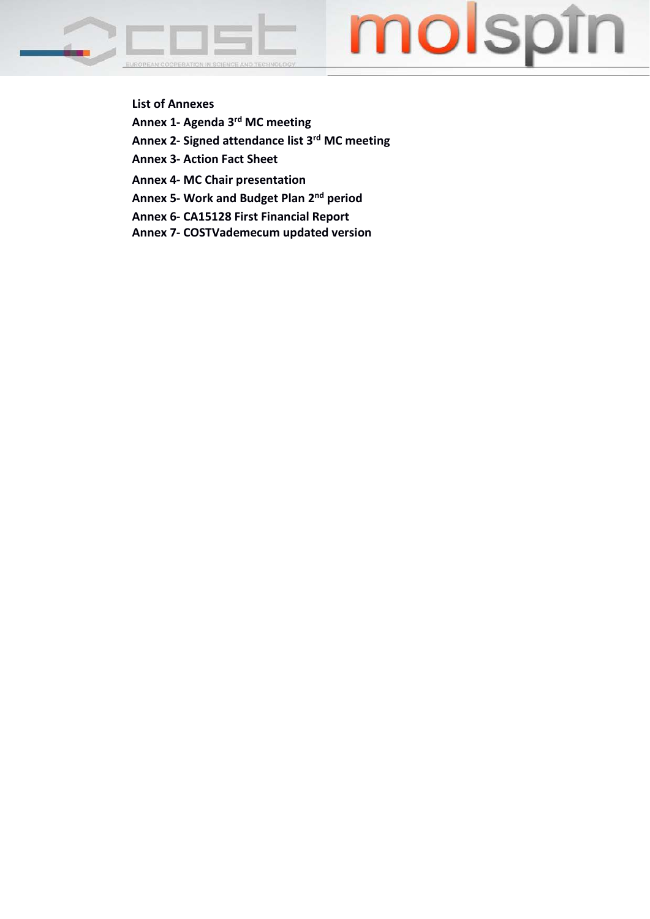**List of Annexes**

**Annex 1- Agenda 3rd MC meeting**

**Annex 2- Signed attendance list 3rd MC meeting**

**Annex 3- Action Fact Sheet**

**Annex 4- MC Chair presentation**

**Annex 5- Work and Budget Plan 2nd period**

**Annex 6- CA15128 First Financial Report**

**Annex 7- COSTVademecum updated version**